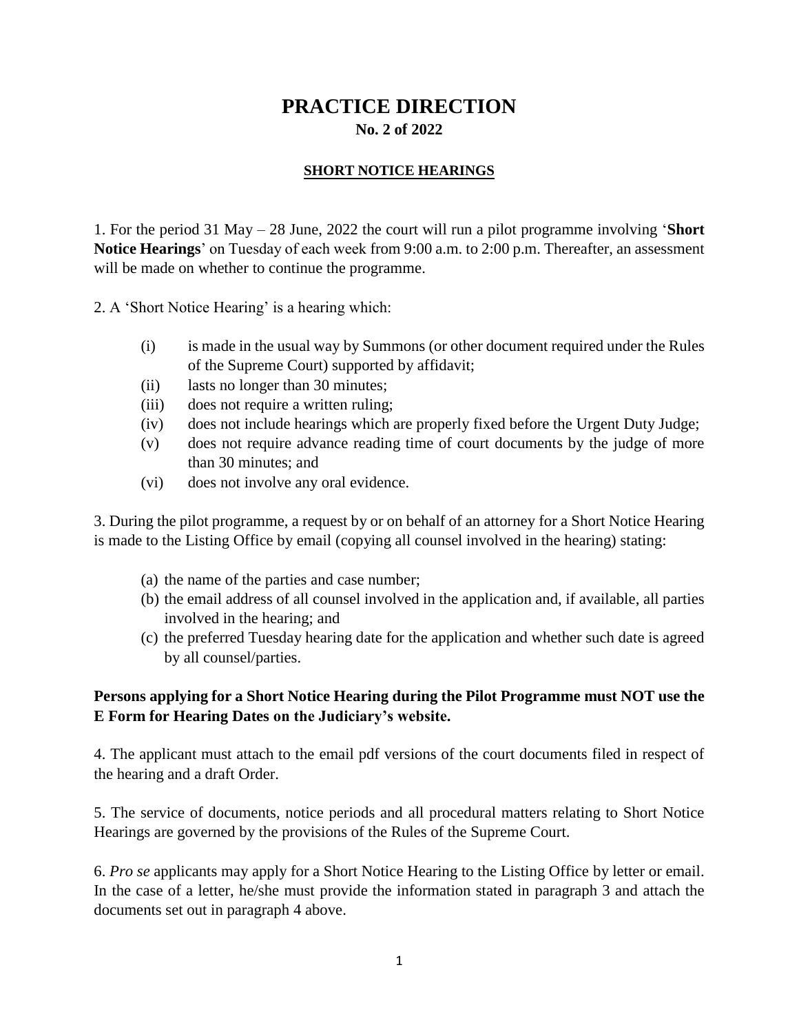# PRACTICE DIRECTION

**No. 2 of 2022**

## SHORT NOTICE HEARINGS

1. For the period 31 May – 28 June, 2022 the court will run a pilot programme involving '**Short Notice Hearings**' on Tuesday of each week from 9:00 a.m. to 2:00 p.m. Thereafter, an assessment will be made on whether to continue the programme.

2. A 'Short Notice Hearing' is a hearing which:

- (i) is made in the usual way by Summons (or other document required under the Rules of the Supreme Court) supported by affidavit;
- (ii) lasts no longer than 30 minutes;
- (iii) does not require a written ruling;
- (iv) does not include hearings which are properly fixed before the Urgent Duty Judge;
- (v) does not require advance reading time of court documents by the judge of more than 30 minutes; and
- (vi) does not involve any oral evidence.

3. During the pilot programme, a request by or on behalf of an attorney for a Short Notice Hearing is made to the Listing Office by email (copying all counsel involved in the hearing) stating:

- (a) the name of the parties and case number;
- (b) the email address of all counsel involved in the application and, if available, all parties involved in the hearing; and
- (c) the preferred Tuesday hearing date for the application and whether such date is agreed by all counsel/parties.

**Persons applying for a Short Notice Hearing during the Pilot Programme must NOT use the E Form for Hearing Dates on the Judiciary's website.**

4. The applicant must attach to the email pdf versions of the court documents filed in respect of the hearing and a draft Order.

5. The service of documents, notice periods and all procedural matters relating to Short Notice Hearings are governed by the provisions of the Rules of the Supreme Court.

6. *Pro se* applicants may apply for a Short Notice Hearing to the Listing Office by letter or email. In the case of a letter, he/she must provide the information stated in paragraph 3 and attach the documents set out in paragraph 4 above.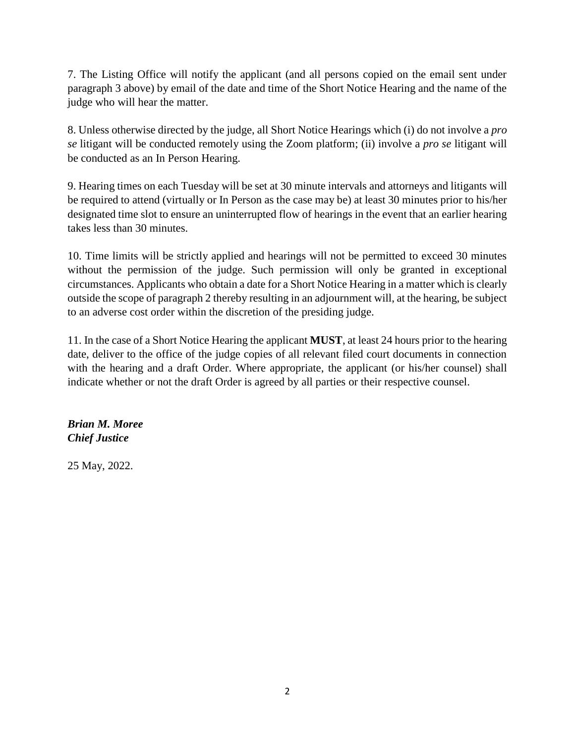7. The Listing Office will notify the applicant (and all persons copied on the email sent under paragraph 3 above) by email of the date and time of the Short Notice Hearing and the name of the judge who will hear the matter.

8. Unless otherwise directed by the judge, all Short Notice Hearings which (i) do not involve a *pro se* litigant will be conducted remotely using the Zoom platform; (ii) involve a *pro se* litigant will be conducted as an In Person Hearing.

9. Hearing times on each Tuesday will be set at 30 minute intervals and attorneys and litigants will be required to attend (virtually or In Person as the case may be) at least 30 minutes prior to his/her designated time slot to ensure an uninterrupted flow of hearings in the event that an earlier hearing takes less than 30 minutes.

10. Time limits will be strictly applied and hearings will not be permitted to exceed 30 minutes without the permission of the judge. Such permission will only be granted in exceptional circumstances. Applicants who obtain a date for a Short Notice Hearing in a matter which is clearly outside the scope of paragraph 2 thereby resulting in an adjournment will, at the hearing, be subject to an adverse cost order within the discretion of the presiding judge.

11. In the case of a Short Notice Hearing the applicant **MUST**, at least 24 hours prior to the hearing date, deliver to the office of the judge copies of all relevant filed court documents in connection with the hearing and a draft Order. Where appropriate, the applicant (or his/her counsel) shall indicate whether or not the draft Order is agreed by all parties or their respective counsel.

***Brian M. Moree***
***Chief Justice***

25 May, 2022.